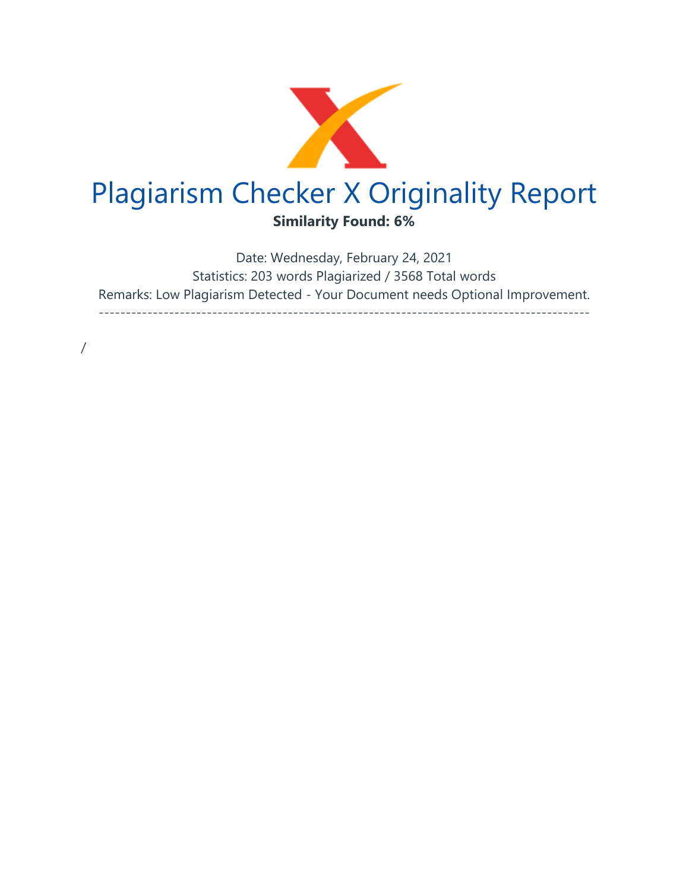# Plagiarism Checker X Originality Report

**Similarity Found: 6%**

Date: Wednesday, February 24, 2021

Statistics: 203 words Plagiarized / 3568 Total words

Remarks: Low Plagiarism Detected - Your Document needs Optional Improvement.

-------------------------------------------------------------------------------------------

/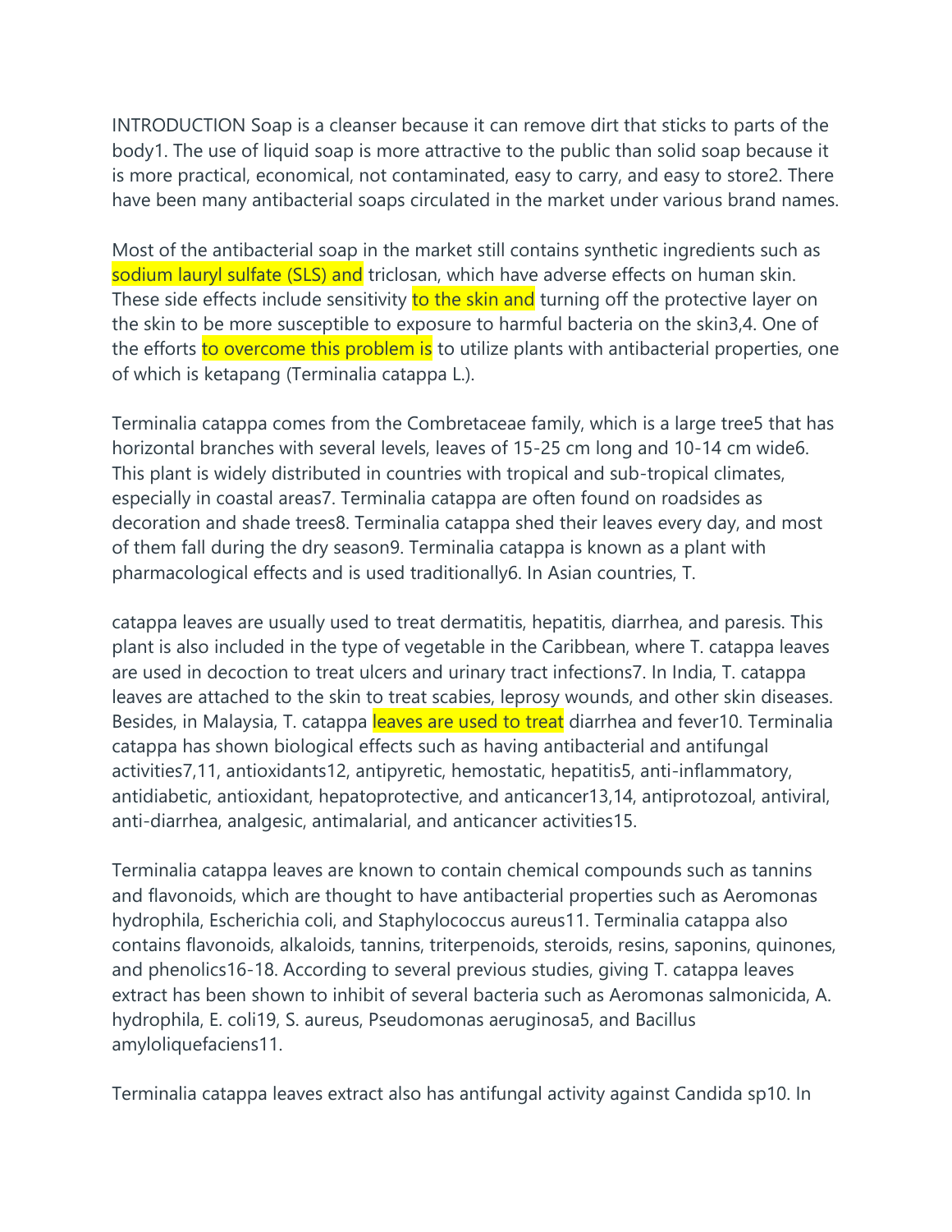INTRODUCTION Soap is a cleanser because it can remove dirt that sticks to parts of the body[1]. The use of liquid soap is more attractive to the public than solid soap because it is more practical, economical, not contaminated, easy to carry, and easy to store[2]. There have been many antibacterial soaps circulated in the market under various brand names.

Most of the antibacterial soap in the market still contains synthetic ingredients such as sodium lauryl sulfate (SLS) and triclosan, which have adverse effects on human skin. These side effects include sensitivity to the skin and turning off the protective layer on the skin to be more susceptible to exposure to harmful bacteria on the skin[3,4]. One of the efforts to overcome this problem is to utilize plants with antibacterial properties, one of which is ketapang (Terminalia catappa L.).

Terminalia catappa comes from the Combretaceae family, which is a large tree[5] that has horizontal branches with several levels, leaves of 15-25 cm long and 10-14 cm wide[6]. This plant is widely distributed in countries with tropical and sub-tropical climates, especially in coastal areas[7]. Terminalia catappa are often found on roadsides as decoration and shade trees[8]. Terminalia catappa shed their leaves every day, and most of them fall during the dry season[9]. Terminalia catappa is known as a plant with pharmacological effects and is used traditionally[6]. In Asian countries, T.

catappa leaves are usually used to treat dermatitis, hepatitis, diarrhea, and paresis. This plant is also included in the type of vegetable in the Caribbean, where T. catappa leaves are used in decoction to treat ulcers and urinary tract infections[7]. In India, T. catappa leaves are attached to the skin to treat scabies, leprosy wounds, and other skin diseases. Besides, in Malaysia, T. catappa leaves are used to treat diarrhea and fever[10]. Terminalia catappa has shown biological effects such as having antibacterial and antifungal activities[7,11], antioxidants[12], antipyretic, hemostatic, hepatitis[5], anti-inflammatory, antidiabetic, antioxidant, hepatoprotective, and anticancer[13,14], antiprotozoal, antiviral, anti-diarrhea, analgesic, antimalarial, and anticancer activities[15].

Terminalia catappa leaves are known to contain chemical compounds such as tannins and flavonoids, which are thought to have antibacterial properties such as Aeromonas hydrophila, Escherichia coli, and Staphylococcus aureus[11]. Terminalia catappa also contains flavonoids, alkaloids, tannins, triterpenoids, steroids, resins, saponins, quinones, and phenolics[16-18]. According to several previous studies, giving T. catappa leaves extract has been shown to inhibit of several bacteria such as Aeromonas salmonicida, A. hydrophila, E. coli[19], S. aureus, Pseudomonas aeruginosa[5], and Bacillus amyloliquefaciens[11].

Terminalia catappa leaves extract also has antifungal activity against Candida sp[10]. In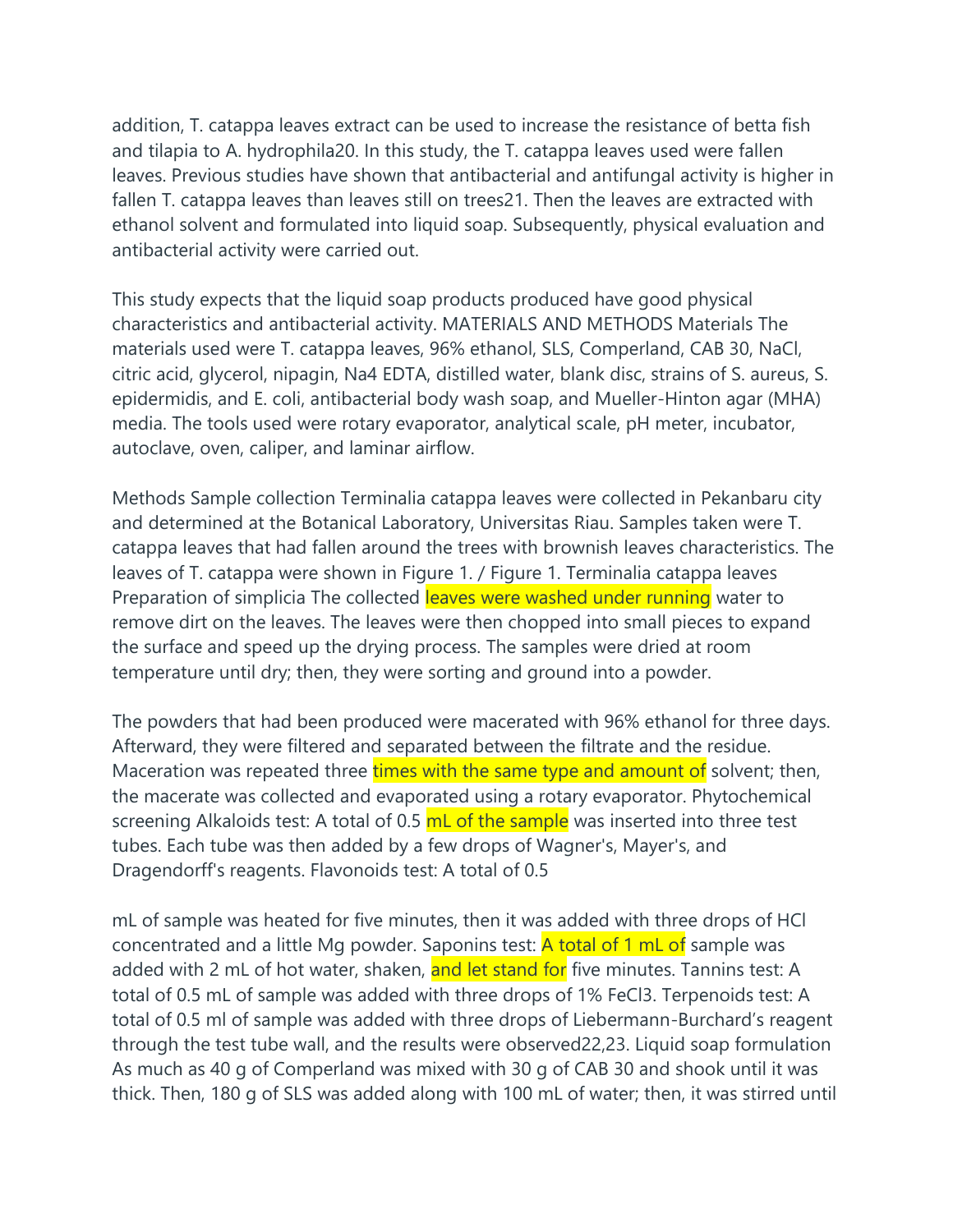addition, T. catappa leaves extract can be used to increase the resistance of betta fish and tilapia to A. hydrophila[20]. In this study, the T. catappa leaves used were fallen leaves. Previous studies have shown that antibacterial and antifungal activity is higher in fallen T. catappa leaves than leaves still on trees[21]. Then the leaves are extracted with ethanol solvent and formulated into liquid soap. Subsequently, physical evaluation and antibacterial activity were carried out.

This study expects that the liquid soap products produced have good physical characteristics and antibacterial activity.

## MATERIALS AND METHODS

### Materials

The materials used were T. catappa leaves, 96% ethanol, SLS, Comperland, CAB 30, NaCl, citric acid, glycerol, nipagin, $Na_4$ EDTA, distilled water, blank disc, strains of S. aureus, S. epidermidis, and E. coli, antibacterial body wash soap, and Mueller-Hinton agar (MHA) media. The tools used were rotary evaporator, analytical scale, pH meter, incubator, autoclave, oven, caliper, and laminar airflow.

### Methods

**Sample collection**

Terminalia catappa leaves were collected in Pekanbaru city and determined at the Botanical Laboratory, Universitas Riau. Samples taken were T. catappa leaves that had fallen around the trees with brownish leaves characteristics. The leaves of T. catappa were shown in Figure 1. / Figure 1. Terminalia catappa leaves

**Preparation of simplicia**

The collected leaves were washed under running water to remove dirt on the leaves. The leaves were then chopped into small pieces to expand the surface and speed up the drying process. The samples were dried at room temperature until dry; then, they were sorting and ground into a powder.

The powders that had been produced were macerated with 96% ethanol for three days. Afterward, they were filtered and separated between the filtrate and the residue. Maceration was repeated three times with the same type and amount of solvent; then, the macerate was collected and evaporated using a rotary evaporator.

**Phytochemical screening**

Alkaloids test: A total of 0.5 mL of the sample was inserted into three test tubes. Each tube was then added by a few drops of Wagner's, Mayer's, and Dragendorff's reagents. Flavonoids test: A total of 0.5 mL of sample was heated for five minutes, then it was added with three drops of HCl concentrated and a little Mg powder. Saponins test: A total of 1 mL of sample was added with 2 mL of hot water, shaken, and let stand for five minutes. Tannins test: A total of 0.5 mL of sample was added with three drops of 1% $FeCl_3$. Terpenoids test: A total of 0.5 ml of sample was added with three drops of Liebermann-Burchard's reagent through the test tube wall, and the results were observed[22,23].

**Liquid soap formulation**

As much as 40 g of Comperland was mixed with 30 g of CAB 30 and shook until it was thick. Then, 180 g of SLS was added along with 100 mL of water; then, it was stirred until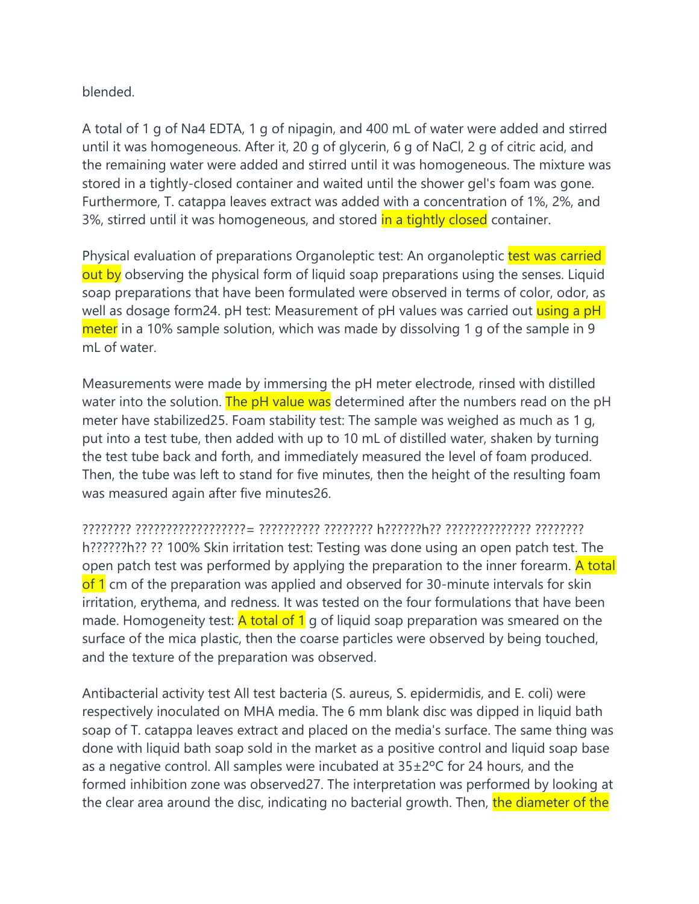blended.

A total of 1 g of Na4 EDTA, 1 g of nipagin, and 400 mL of water were added and stirred until it was homogeneous. After it, 20 g of glycerin, 6 g of NaCl, 2 g of citric acid, and the remaining water were added and stirred until it was homogeneous. The mixture was stored in a tightly-closed container and waited until the shower gel's foam was gone. Furthermore, T. catappa leaves extract was added with a concentration of 1%, 2%, and 3%, stirred until it was homogeneous, and stored in a tightly closed container.

Physical evaluation of preparations Organoleptic test: An organoleptic test was carried out by observing the physical form of liquid soap preparations using the senses. Liquid soap preparations that have been formulated were observed in terms of color, odor, as well as dosage form24. pH test: Measurement of pH values was carried out using a pH meter in a 10% sample solution, which was made by dissolving 1 g of the sample in 9 mL of water.

Measurements were made by immersing the pH meter electrode, rinsed with distilled water into the solution. The pH value was determined after the numbers read on the pH meter have stabilized25. Foam stability test: The sample was weighed as much as 1 g, put into a test tube, then added with up to 10 mL of distilled water, shaken by turning the test tube back and forth, and immediately measured the level of foam produced. Then, the tube was left to stand for five minutes, then the height of the resulting foam was measured again after five minutes26.

???????? ??????????????????= ?????????? ???????? h??????h?? ?????????????? ???????? h??????h?? ?? 100% Skin irritation test: Testing was done using an open patch test. The open patch test was performed by applying the preparation to the inner forearm. A total of 1 cm of the preparation was applied and observed for 30-minute intervals for skin irritation, erythema, and redness. It was tested on the four formulations that have been made. Homogeneity test: A total of 1 g of liquid soap preparation was smeared on the surface of the mica plastic, then the coarse particles were observed by being touched, and the texture of the preparation was observed.

Antibacterial activity test All test bacteria (S. aureus, S. epidermidis, and E. coli) were respectively inoculated on MHA media. The 6 mm blank disc was dipped in liquid bath soap of T. catappa leaves extract and placed on the media's surface. The same thing was done with liquid bath soap sold in the market as a positive control and liquid soap base as a negative control. All samples were incubated at 35±2ºC for 24 hours, and the formed inhibition zone was observed27. The interpretation was performed by looking at the clear area around the disc, indicating no bacterial growth. Then, the diameter of the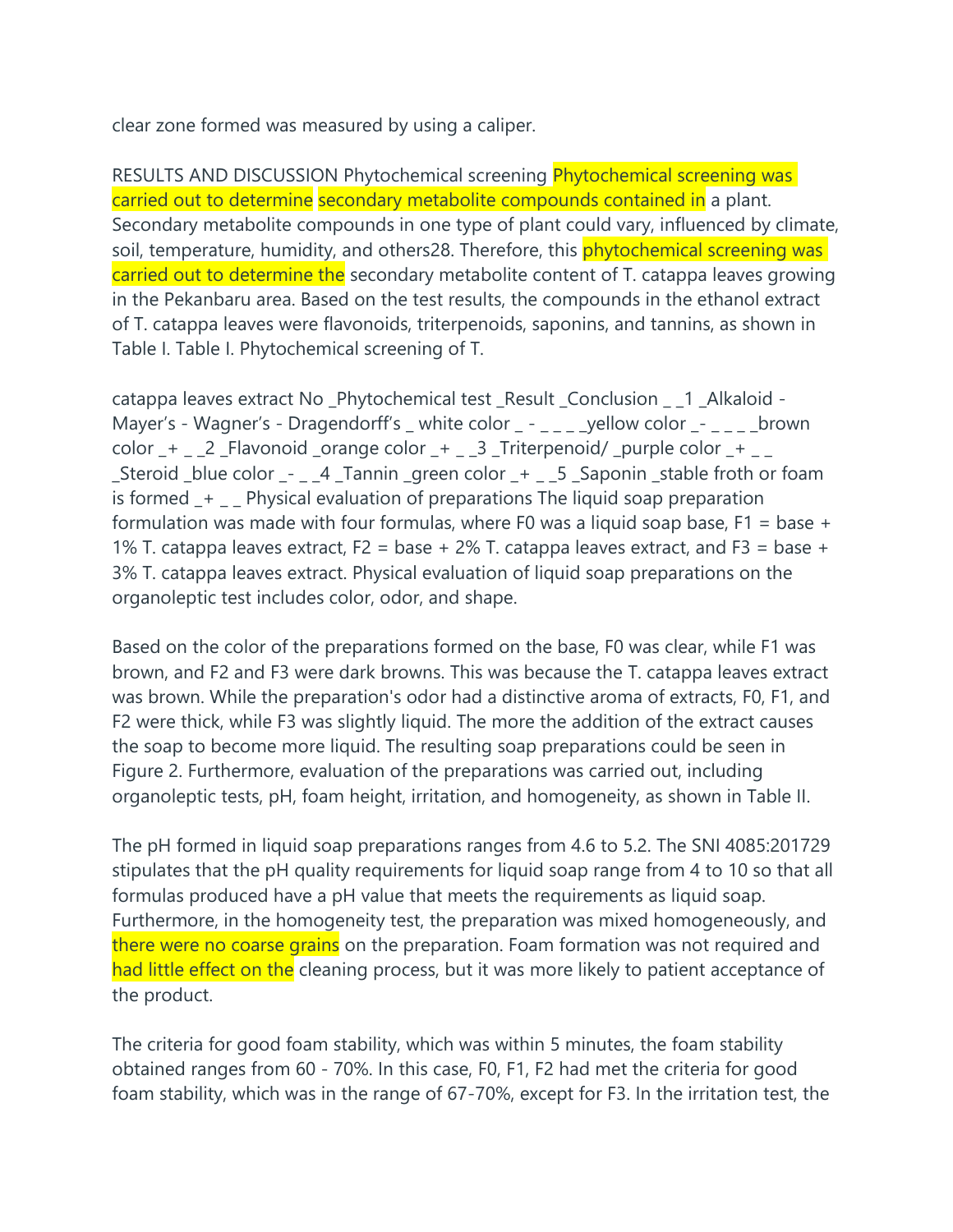clear zone formed was measured by using a caliper.

## RESULTS AND DISCUSSION

### Phytochemical screening

Phytochemical screening was carried out to determine secondary metabolite compounds contained in a plant. Secondary metabolite compounds in one type of plant could vary, influenced by climate, soil, temperature, humidity, and others[28]. Therefore, this phytochemical screening was carried out to determine the secondary metabolite content of T. catappa leaves growing in the Pekanbaru area. Based on the test results, the compounds in the ethanol extract of T. catappa leaves were flavonoids, triterpenoids, saponins, and tannins, as shown in Table I.

Table I. Phytochemical screening of T. catappa leaves extract

| No | Phytochemical test | Result | Conclusion |
|---|---|---|---|
| 1 | Alkaloid - Mayer's | white color | - |
| | - Wagner's | yellow color | - |
| | - Dragendorff's | brown color | + |
| 2 | Flavonoid | orange color | + |
| 3 | Triterpenoid/ | purple color | + |
| | Steroid | blue color | - |
| 4 | Tannin | green color | + |
| 5 | Saponin | stable froth or foam is formed | + |

### Physical evaluation of preparations

The liquid soap preparation formulation was made with four formulas, where F0 was a liquid soap base, F1 = base + 1% T. catappa leaves extract, F2 = base + 2% T. catappa leaves extract, and F3 = base + 3% T. catappa leaves extract. Physical evaluation of liquid soap preparations on the organoleptic test includes color, odor, and shape.

Based on the color of the preparations formed on the base, F0 was clear, while F1 was brown, and F2 and F3 were dark browns. This was because the T. catappa leaves extract was brown. While the preparation's odor had a distinctive aroma of extracts, F0, F1, and F2 were thick, while F3 was slightly liquid. The more the addition of the extract causes the soap to become more liquid. The resulting soap preparations could be seen in Figure 2. Furthermore, evaluation of the preparations was carried out, including organoleptic tests, pH, foam height, irritation, and homogeneity, as shown in Table II.

The pH formed in liquid soap preparations ranges from 4.6 to 5.2. The SNI 4085:2017[29] stipulates that the pH quality requirements for liquid soap range from 4 to 10 so that all formulas produced have a pH value that meets the requirements as liquid soap. Furthermore, in the homogeneity test, the preparation was mixed homogeneously, and there were no coarse grains on the preparation. Foam formation was not required and had little effect on the cleaning process, but it was more likely to patient acceptance of the product.

The criteria for good foam stability, which was within 5 minutes, the foam stability obtained ranges from 60 - 70%. In this case, F0, F1, F2 had met the criteria for good foam stability, which was in the range of 67-70%, except for F3. In the irritation test, the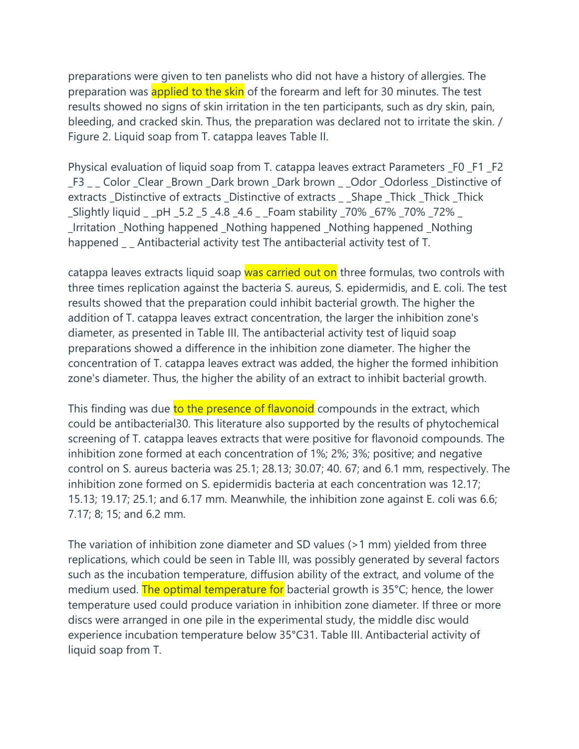preparations were given to ten panelists who did not have a history of allergies. The preparation was applied to the skin of the forearm and left for 30 minutes. The test results showed no signs of skin irritation in the ten participants, such as dry skin, pain, bleeding, and cracked skin. Thus, the preparation was declared not to irritate the skin. / Figure 2. Liquid soap from T. catappa leaves Table II.

Physical evaluation of liquid soap from T. catappa leaves extract Parameters _F0 _F1 _F2 _F3 _ _ Color _Clear _Brown _Dark brown _Dark brown _ _Odor _Odorless _Distinctive of extracts _Distinctive of extracts _Distinctive of extracts _ _Shape _Thick _Thick _Thick _Slightly liquid _ _pH _5.2 _5 _4.8 _4.6 _ _Foam stability _70% _67% _70% _72% _ _Irritation _Nothing happened _Nothing happened _Nothing happened _Nothing happened _ _ Antibacterial activity test The antibacterial activity test of T.

catappa leaves extracts liquid soap was carried out on three formulas, two controls with three times replication against the bacteria S. aureus, S. epidermidis, and E. coli. The test results showed that the preparation could inhibit bacterial growth. The higher the addition of T. catappa leaves extract concentration, the larger the inhibition zone's diameter, as presented in Table III. The antibacterial activity test of liquid soap preparations showed a difference in the inhibition zone diameter. The higher the concentration of T. catappa leaves extract was added, the higher the formed inhibition zone's diameter. Thus, the higher the ability of an extract to inhibit bacterial growth.

This finding was due to the presence of flavonoid compounds in the extract, which could be antibacterial30. This literature also supported by the results of phytochemical screening of T. catappa leaves extracts that were positive for flavonoid compounds. The inhibition zone formed at each concentration of 1%; 2%; 3%; positive; and negative control on S. aureus bacteria was 25.1; 28.13; 30.07; 40. 67; and 6.1 mm, respectively. The inhibition zone formed on S. epidermidis bacteria at each concentration was 12.17; 15.13; 19.17; 25.1; and 6.17 mm. Meanwhile, the inhibition zone against E. coli was 6.6; 7.17; 8; 15; and 6.2 mm.

The variation of inhibition zone diameter and SD values (>1 mm) yielded from three replications, which could be seen in Table III, was possibly generated by several factors such as the incubation temperature, diffusion ability of the extract, and volume of the medium used. The optimal temperature for bacterial growth is 35°C; hence, the lower temperature used could produce variation in inhibition zone diameter. If three or more discs were arranged in one pile in the experimental study, the middle disc would experience incubation temperature below 35°C31. Table III. Antibacterial activity of liquid soap from T.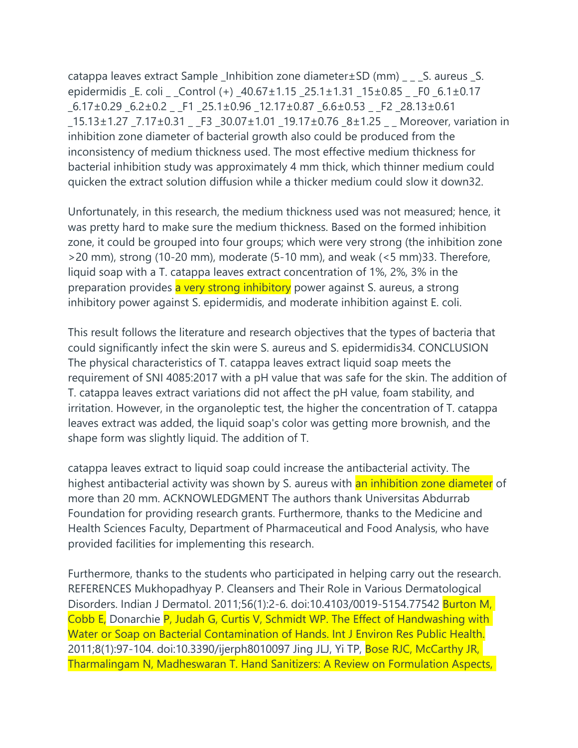catappa leaves extract Sample _Inhibition zone diameter±SD (mm) _ _ _S. aureus _S. epidermidis _E. coli _ _Control (+) _40.67±1.15 _25.1±1.31 _15±0.85 _ _F0 _6.1±0.17 _6.17±0.29 _6.2±0.2 _ _F1 _25.1±0.96 _12.17±0.87 _6.6±0.53 _ _F2 _28.13±0.61 _15.13±1.27 _7.17±0.31 _ _F3 _30.07±1.01 _19.17±0.76 _8±1.25 _ _ Moreover, variation in inhibition zone diameter of bacterial growth also could be produced from the inconsistency of medium thickness used. The most effective medium thickness for bacterial inhibition study was approximately 4 mm thick, which thinner medium could quicken the extract solution diffusion while a thicker medium could slow it down32.

Unfortunately, in this research, the medium thickness used was not measured; hence, it was pretty hard to make sure the medium thickness. Based on the formed inhibition zone, it could be grouped into four groups; which were very strong (the inhibition zone >20 mm), strong (10-20 mm), moderate (5-10 mm), and weak (<5 mm)33. Therefore, liquid soap with a T. catappa leaves extract concentration of 1%, 2%, 3% in the preparation provides a very strong inhibitory power against S. aureus, a strong inhibitory power against S. epidermidis, and moderate inhibition against E. coli.

This result follows the literature and research objectives that the types of bacteria that could significantly infect the skin were S. aureus and S. epidermidis34. CONCLUSION The physical characteristics of T. catappa leaves extract liquid soap meets the requirement of SNI 4085:2017 with a pH value that was safe for the skin. The addition of T. catappa leaves extract variations did not affect the pH value, foam stability, and irritation. However, in the organoleptic test, the higher the concentration of T. catappa leaves extract was added, the liquid soap's color was getting more brownish, and the shape form was slightly liquid. The addition of T.

catappa leaves extract to liquid soap could increase the antibacterial activity. The highest antibacterial activity was shown by S. aureus with an inhibition zone diameter of more than 20 mm. ACKNOWLEDGMENT The authors thank Universitas Abdurrab Foundation for providing research grants. Furthermore, thanks to the Medicine and Health Sciences Faculty, Department of Pharmaceutical and Food Analysis, who have provided facilities for implementing this research.

Furthermore, thanks to the students who participated in helping carry out the research. REFERENCES Mukhopadhyay P. Cleansers and Their Role in Various Dermatological Disorders. Indian J Dermatol. 2011;56(1):2-6. doi:10.4103/0019-5154.77542 Burton M, Cobb E, Donarchie P, Judah G, Curtis V, Schmidt WP. The Effect of Handwashing with Water or Soap on Bacterial Contamination of Hands. Int J Environ Res Public Health. 2011;8(1):97-104. doi:10.3390/ijerph8010097 Jing JLJ, Yi TP, Bose RJC, McCarthy JR, Tharmalingam N, Madheswaran T. Hand Sanitizers: A Review on Formulation Aspects,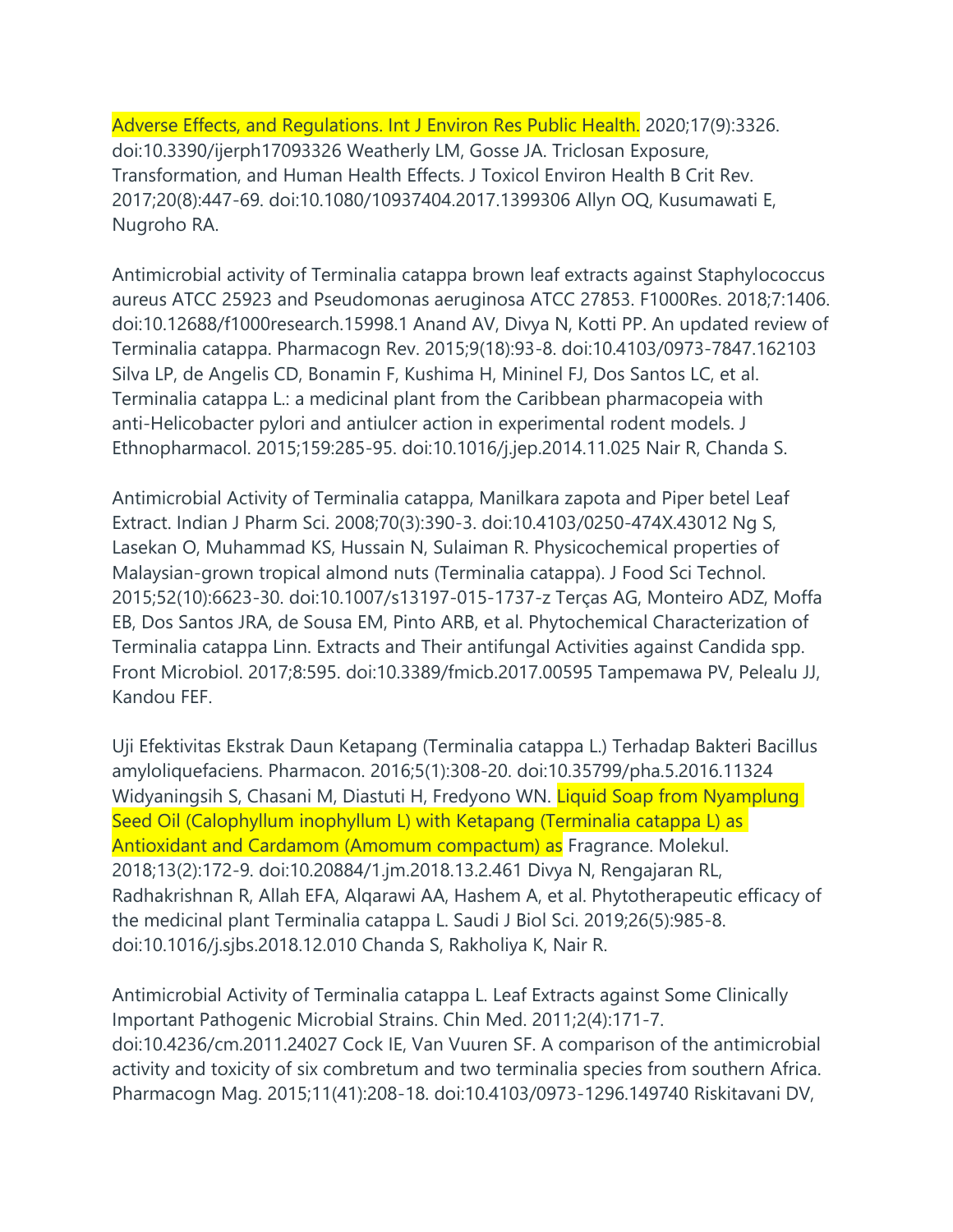Adverse Effects, and Regulations. Int J Environ Res Public Health. 2020;17(9):3326. doi:10.3390/ijerph17093326 Weatherly LM, Gosse JA. Triclosan Exposure, Transformation, and Human Health Effects. J Toxicol Environ Health B Crit Rev. 2017;20(8):447-69. doi:10.1080/10937404.2017.1399306 Allyn OQ, Kusumawati E, Nugroho RA.

Antimicrobial activity of Terminalia catappa brown leaf extracts against Staphylococcus aureus ATCC 25923 and Pseudomonas aeruginosa ATCC 27853. F1000Res. 2018;7:1406. doi:10.12688/f1000research.15998.1 Anand AV, Divya N, Kotti PP. An updated review of Terminalia catappa. Pharmacogn Rev. 2015;9(18):93-8. doi:10.4103/0973-7847.162103 Silva LP, de Angelis CD, Bonamin F, Kushima H, Mininel FJ, Dos Santos LC, et al. Terminalia catappa L.: a medicinal plant from the Caribbean pharmacopeia with anti-Helicobacter pylori and antiulcer action in experimental rodent models. J Ethnopharmacol. 2015;159:285-95. doi:10.1016/j.jep.2014.11.025 Nair R, Chanda S.

Antimicrobial Activity of Terminalia catappa, Manilkara zapota and Piper betel Leaf Extract. Indian J Pharm Sci. 2008;70(3):390-3. doi:10.4103/0250-474X.43012 Ng S, Lasekan O, Muhammad KS, Hussain N, Sulaiman R. Physicochemical properties of Malaysian-grown tropical almond nuts (Terminalia catappa). J Food Sci Technol. 2015;52(10):6623-30. doi:10.1007/s13197-015-1737-z Terças AG, Monteiro ADZ, Moffa EB, Dos Santos JRA, de Sousa EM, Pinto ARB, et al. Phytochemical Characterization of Terminalia catappa Linn. Extracts and Their antifungal Activities against Candida spp. Front Microbiol. 2017;8:595. doi:10.3389/fmicb.2017.00595 Tampemawa PV, Pelealu JJ, Kandou FEF.

Uji Efektivitas Ekstrak Daun Ketapang (Terminalia catappa L.) Terhadap Bakteri Bacillus amyloliquefaciens. Pharmacon. 2016;5(1):308-20. doi:10.35799/pha.5.2016.11324 Widyaningsih S, Chasani M, Diastuti H, Fredyono WN. Liquid Soap from Nyamplung Seed Oil (Calophyllum inophyllum L) with Ketapang (Terminalia catappa L) as Antioxidant and Cardamom (Amomum compactum) as Fragrance. Molekul. 2018;13(2):172-9. doi:10.20884/1.jm.2018.13.2.461 Divya N, Rengajaran RL, Radhakrishnan R, Allah EFA, Alqarawi AA, Hashem A, et al. Phytotherapeutic efficacy of the medicinal plant Terminalia catappa L. Saudi J Biol Sci. 2019;26(5):985-8. doi:10.1016/j.sjbs.2018.12.010 Chanda S, Rakholiya K, Nair R.

Antimicrobial Activity of Terminalia catappa L. Leaf Extracts against Some Clinically Important Pathogenic Microbial Strains. Chin Med. 2011;2(4):171-7. doi:10.4236/cm.2011.24027 Cock IE, Van Vuuren SF. A comparison of the antimicrobial activity and toxicity of six combretum and two terminalia species from southern Africa. Pharmacogn Mag. 2015;11(41):208-18. doi:10.4103/0973-1296.149740 Riskitavani DV,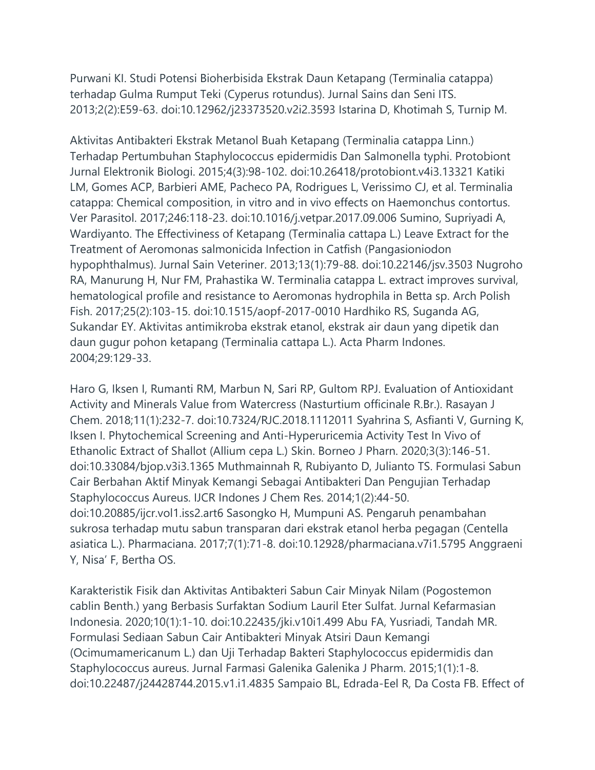Purwani KI. Studi Potensi Bioherbisida Ekstrak Daun Ketapang (Terminalia catappa) terhadap Gulma Rumput Teki (Cyperus rotundus). Jurnal Sains dan Seni ITS. 2013;2(2):E59-63. doi:10.12962/j23373520.v2i2.3593 Istarina D, Khotimah S, Turnip M.

Aktivitas Antibakteri Ekstrak Metanol Buah Ketapang (Terminalia catappa Linn.) Terhadap Pertumbuhan Staphylococcus epidermidis Dan Salmonella typhi. Protobiont Jurnal Elektronik Biologi. 2015;4(3):98-102. doi:10.26418/protobiont.v4i3.13321 Katiki LM, Gomes ACP, Barbieri AME, Pacheco PA, Rodrigues L, Verissimo CJ, et al. Terminalia catappa: Chemical composition, in vitro and in vivo effects on Haemonchus contortus. Ver Parasitol. 2017;246:118-23. doi:10.1016/j.vetpar.2017.09.006 Sumino, Supriyadi A, Wardiyanto. The Effectiviness of Ketapang (Terminalia cattapa L.) Leave Extract for the Treatment of Aeromonas salmonicida Infection in Catfish (Pangasioniodon hypophthalmus). Jurnal Sain Veteriner. 2013;13(1):79-88. doi:10.22146/jsv.3503 Nugroho RA, Manurung H, Nur FM, Prahastika W. Terminalia catappa L. extract improves survival, hematological profile and resistance to Aeromonas hydrophila in Betta sp. Arch Polish Fish. 2017;25(2):103-15. doi:10.1515/aopf-2017-0010 Hardhiko RS, Suganda AG, Sukandar EY. Aktivitas antimikroba ekstrak etanol, ekstrak air daun yang dipetik dan daun gugur pohon ketapang (Terminalia cattapa L.). Acta Pharm Indones. 2004;29:129-33.

Haro G, Iksen I, Rumanti RM, Marbun N, Sari RP, Gultom RPJ. Evaluation of Antioxidant Activity and Minerals Value from Watercress (Nasturtium officinale R.Br.). Rasayan J Chem. 2018;11(1):232-7. doi:10.7324/RJC.2018.1112011 Syahrina S, Asfianti V, Gurning K, Iksen I. Phytochemical Screening and Anti-Hyperuricemia Activity Test In Vivo of Ethanolic Extract of Shallot (Allium cepa L.) Skin. Borneo J Pharn. 2020;3(3):146-51. doi:10.33084/bjop.v3i3.1365 Muthmainnah R, Rubiyanto D, Julianto TS. Formulasi Sabun Cair Berbahan Aktif Minyak Kemangi Sebagai Antibakteri Dan Pengujian Terhadap Staphylococcus Aureus. IJCR Indones J Chem Res. 2014;1(2):44-50. doi:10.20885/ijcr.vol1.iss2.art6 Sasongko H, Mumpuni AS. Pengaruh penambahan sukrosa terhadap mutu sabun transparan dari ekstrak etanol herba pegagan (Centella asiatica L.). Pharmaciana. 2017;7(1):71-8. doi:10.12928/pharmaciana.v7i1.5795 Anggraeni Y, Nisa' F, Bertha OS.

Karakteristik Fisik dan Aktivitas Antibakteri Sabun Cair Minyak Nilam (Pogostemon cablin Benth.) yang Berbasis Surfaktan Sodium Lauril Eter Sulfat. Jurnal Kefarmasian Indonesia. 2020;10(1):1-10. doi:10.22435/jki.v10i1.499 Abu FA, Yusriadi, Tandah MR. Formulasi Sediaan Sabun Cair Antibakteri Minyak Atsiri Daun Kemangi (Ocimumamericanum L.) dan Uji Terhadap Bakteri Staphylococcus epidermidis dan Staphylococcus aureus. Jurnal Farmasi Galenika Galenika J Pharm. 2015;1(1):1-8. doi:10.22487/j24428744.2015.v1.i1.4835 Sampaio BL, Edrada-Eel R, Da Costa FB. Effect of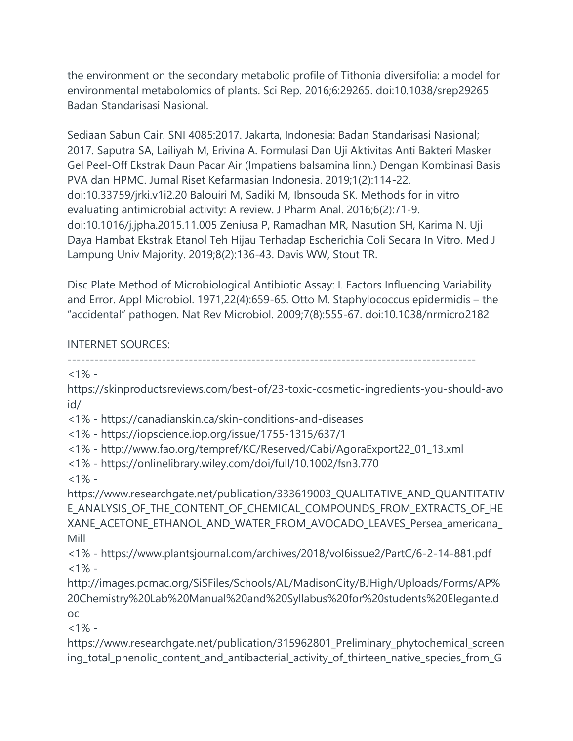the environment on the secondary metabolic profile of Tithonia diversifolia: a model for environmental metabolomics of plants. Sci Rep. 2016;6:29265. doi:10.1038/srep29265 Badan Standarisasi Nasional.

Sediaan Sabun Cair. SNI 4085:2017. Jakarta, Indonesia: Badan Standarisasi Nasional; 2017. Saputra SA, Lailiyah M, Erivina A. Formulasi Dan Uji Aktivitas Anti Bakteri Masker Gel Peel-Off Ekstrak Daun Pacar Air (Impatiens balsamina linn.) Dengan Kombinasi Basis PVA dan HPMC. Jurnal Riset Kefarmasian Indonesia. 2019;1(2):114-22. doi:10.33759/jrki.v1i2.20 Balouiri M, Sadiki M, Ibnsouda SK. Methods for in vitro evaluating antimicrobial activity: A review. J Pharm Anal. 2016;6(2):71-9. doi:10.1016/j.jpha.2015.11.005 Zeniusa P, Ramadhan MR, Nasution SH, Karima N. Uji Daya Hambat Ekstrak Etanol Teh Hijau Terhadap Escherichia Coli Secara In Vitro. Med J Lampung Univ Majority. 2019;8(2):136-43. Davis WW, Stout TR.

Disc Plate Method of Microbiological Antibiotic Assay: I. Factors Influencing Variability and Error. Appl Microbiol. 1971,22(4):659-65. Otto M. Staphylococcus epidermidis – the "accidental" pathogen. Nat Rev Microbiol. 2009;7(8):555-67. doi:10.1038/nrmicro2182

INTERNET SOURCES:

-------------------------------------------------------------------------------------------

<1% - https://skinproductsreviews.com/best-of/23-toxic-cosmetic-ingredients-you-should-avoid/

<1% - https://canadianskin.ca/skin-conditions-and-diseases

<1% - https://iopscience.iop.org/issue/1755-1315/637/1

<1% - http://www.fao.org/tempref/KC/Reserved/Cabi/AgoraExport22_01_13.xml

<1% - https://onlinelibrary.wiley.com/doi/full/10.1002/fsn3.770

<1% - https://www.researchgate.net/publication/333619003_QUALITATIVE_AND_QUANTITATIVE_ANALYSIS_OF_THE_CONTENT_OF_CHEMICAL_COMPOUNDS_FROM_EXTRACTS_OF_HEXANE_ACETONE_ETHANOL_AND_WATER_FROM_AVOCADO_LEAVES_Persea_americana_Mill

<1% - https://www.plantsjournal.com/archives/2018/vol6issue2/PartC/6-2-14-881.pdf

<1% - http://images.pcmac.org/SiSFiles/Schools/AL/MadisonCity/BJHigh/Uploads/Forms/AP%20Chemistry%20Lab%20Manual%20and%20Syllabus%20for%20students%20Elegante.doc

<1% - https://www.researchgate.net/publication/315962801_Preliminary_phytochemical_screening_total_phenolic_content_and_antibacterial_activity_of_thirteen_native_species_from_G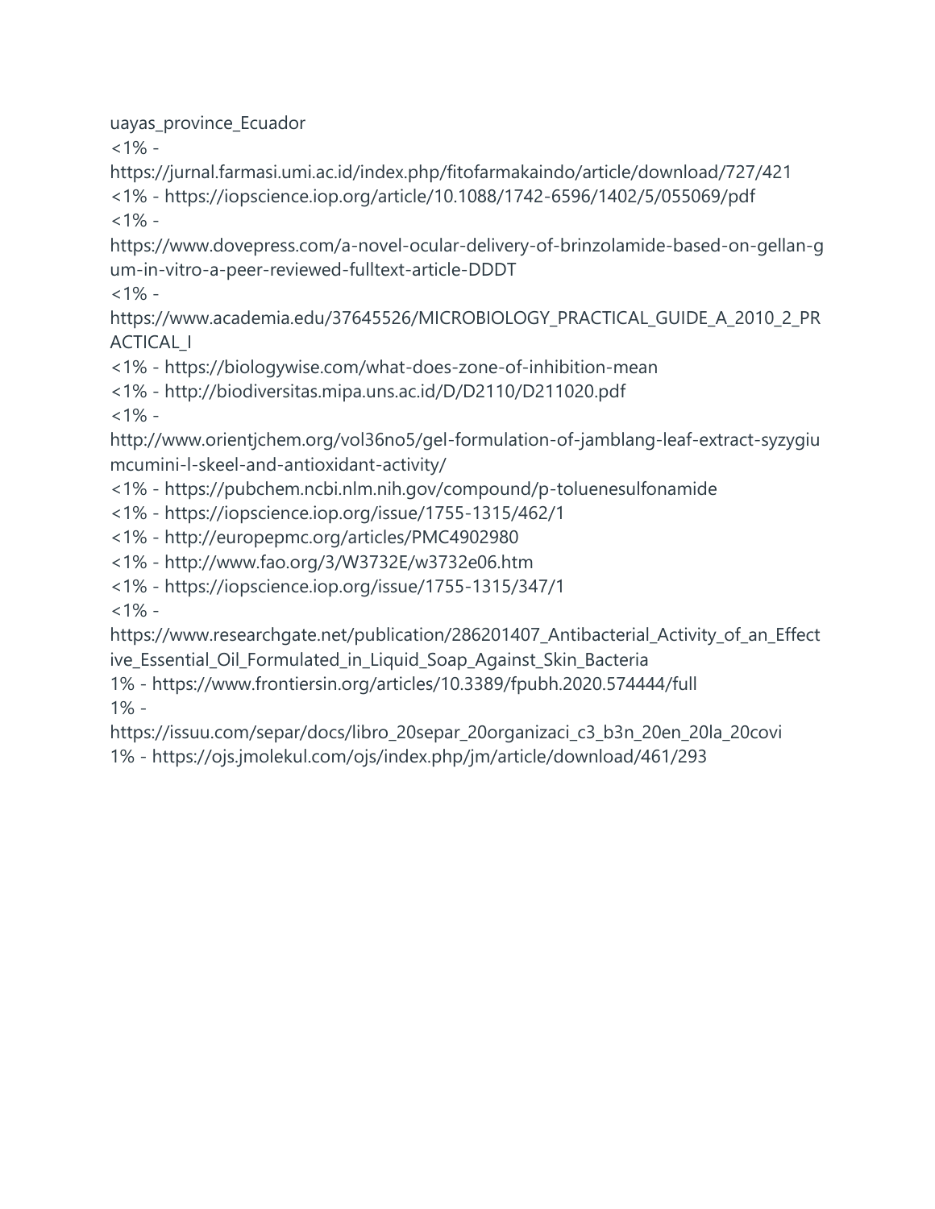uayas_province_Ecuador

<1% - https://jurnal.farmasi.umi.ac.id/index.php/fitofarmakaindo/article/download/727/421

<1% - https://iopscience.iop.org/article/10.1088/1742-6596/1402/5/055069/pdf

<1% - https://www.dovepress.com/a-novel-ocular-delivery-of-brinzolamide-based-on-gellan-gum-in-vitro-a-peer-reviewed-fulltext-article-DDDT

<1% - https://www.academia.edu/37645526/MICROBIOLOGY_PRACTICAL_GUIDE_A_2010_2_PRACTICAL_I

<1% - https://biologywise.com/what-does-zone-of-inhibition-mean

<1% - http://biodiversitas.mipa.uns.ac.id/D/D2110/D211020.pdf

<1% - http://www.orientjchem.org/vol36no5/gel-formulation-of-jamblang-leaf-extract-syzygiumcumini-l-skeel-and-antioxidant-activity/

<1% - https://pubchem.ncbi.nlm.nih.gov/compound/p-toluenesulfonamide

<1% - https://iopscience.iop.org/issue/1755-1315/462/1

<1% - http://europepmc.org/articles/PMC4902980

<1% - http://www.fao.org/3/W3732E/w3732e06.htm

<1% - https://iopscience.iop.org/issue/1755-1315/347/1

<1% - https://www.researchgate.net/publication/286201407_Antibacterial_Activity_of_an_Effective_Essential_Oil_Formulated_in_Liquid_Soap_Against_Skin_Bacteria

1% - https://www.frontiersin.org/articles/10.3389/fpubh.2020.574444/full

1% - https://issuu.com/separ/docs/libro_20separ_20organizaci_c3_b3n_20en_20la_20covi

1% - https://ojs.jmolekul.com/ojs/index.php/jm/article/download/461/293